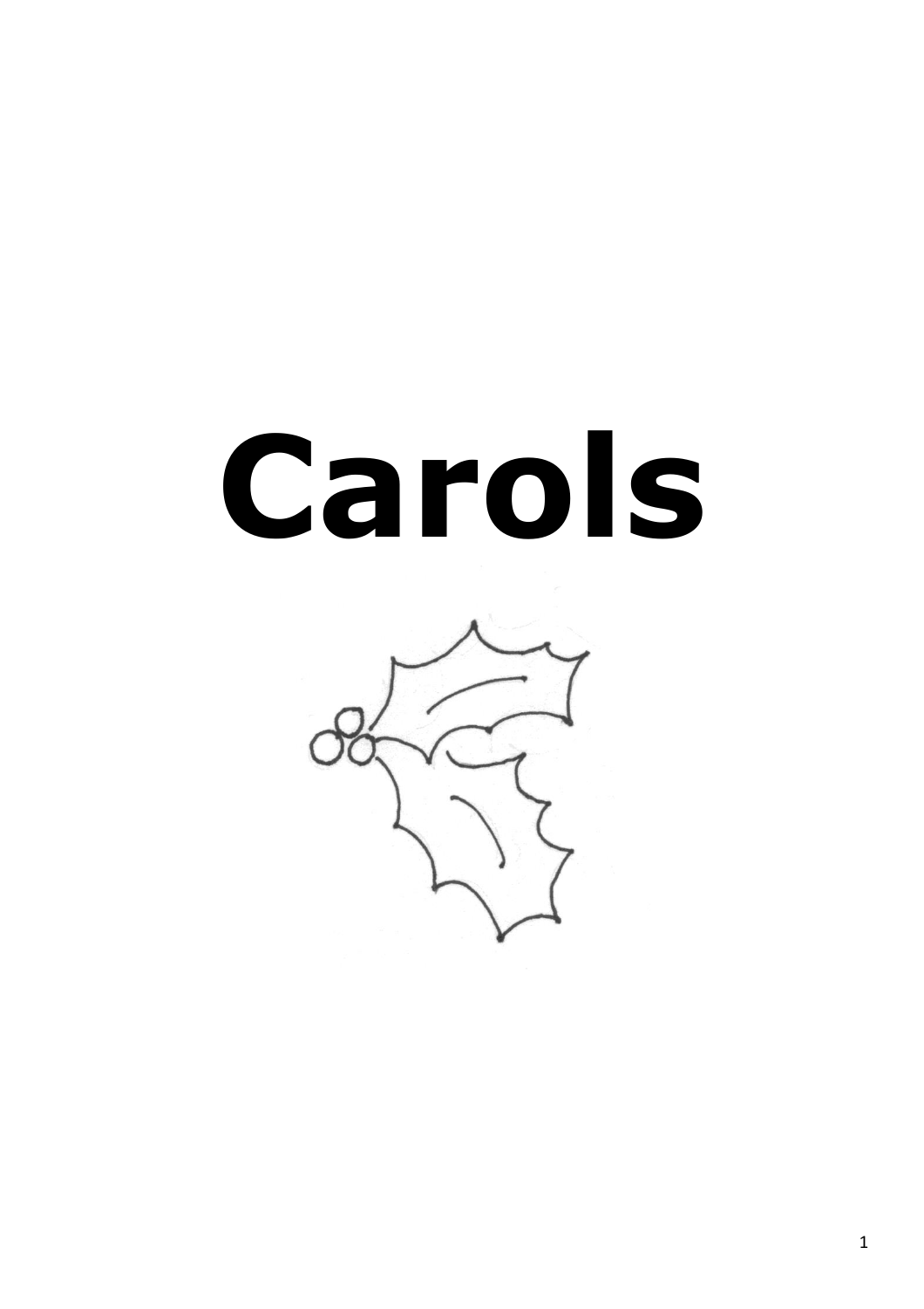# Carols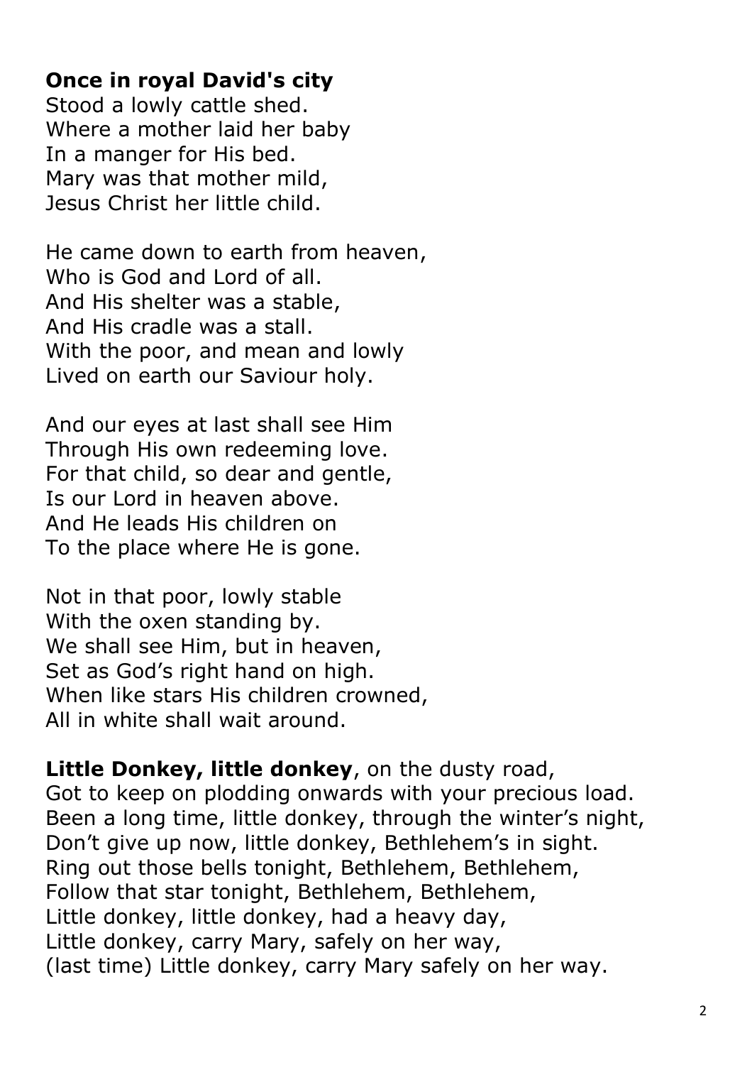**Once in royal David's city**
Stood a lowly cattle shed.
Where a mother laid her baby
In a manger for His bed.
Mary was that mother mild,
Jesus Christ her little child.

He came down to earth from heaven,
Who is God and Lord of all.
And His shelter was a stable,
And His cradle was a stall.
With the poor, and mean and lowly
Lived on earth our Saviour holy.

And our eyes at last shall see Him
Through His own redeeming love.
For that child, so dear and gentle,
Is our Lord in heaven above.
And He leads His children on
To the place where He is gone.

Not in that poor, lowly stable
With the oxen standing by.
We shall see Him, but in heaven,
Set as God's right hand on high.
When like stars His children crowned,
All in white shall wait around.

**Little Donkey, little donkey**, on the dusty road,
Got to keep on plodding onwards with your precious load.
Been a long time, little donkey, through the winter's night,
Don't give up now, little donkey, Bethlehem's in sight.
Ring out those bells tonight, Bethlehem, Bethlehem,
Follow that star tonight, Bethlehem, Bethlehem,
Little donkey, little donkey, had a heavy day,
Little donkey, carry Mary, safely on her way,
(last time) Little donkey, carry Mary safely on her way.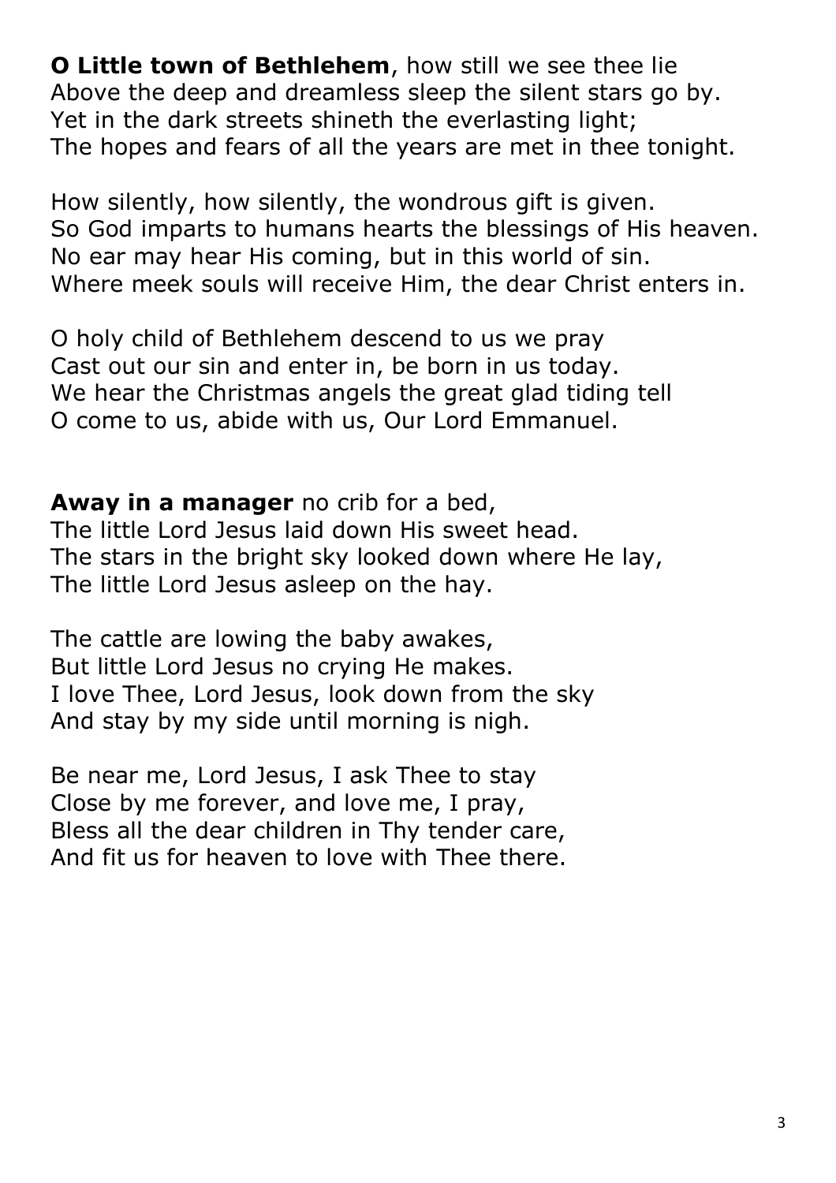**O Little town of Bethlehem**, how still we see thee lie
Above the deep and dreamless sleep the silent stars go by.
Yet in the dark streets shineth the everlasting light;
The hopes and fears of all the years are met in thee tonight.

How silently, how silently, the wondrous gift is given.
So God imparts to humans hearts the blessings of His heaven.
No ear may hear His coming, but in this world of sin.
Where meek souls will receive Him, the dear Christ enters in.

O holy child of Bethlehem descend to us we pray
Cast out our sin and enter in, be born in us today.
We hear the Christmas angels the great glad tiding tell
O come to us, abide with us, Our Lord Emmanuel.

**Away in a manager** no crib for a bed,
The little Lord Jesus laid down His sweet head.
The stars in the bright sky looked down where He lay,
The little Lord Jesus asleep on the hay.

The cattle are lowing the baby awakes,
But little Lord Jesus no crying He makes.
I love Thee, Lord Jesus, look down from the sky
And stay by my side until morning is nigh.

Be near me, Lord Jesus, I ask Thee to stay
Close by me forever, and love me, I pray,
Bless all the dear children in Thy tender care,
And fit us for heaven to love with Thee there.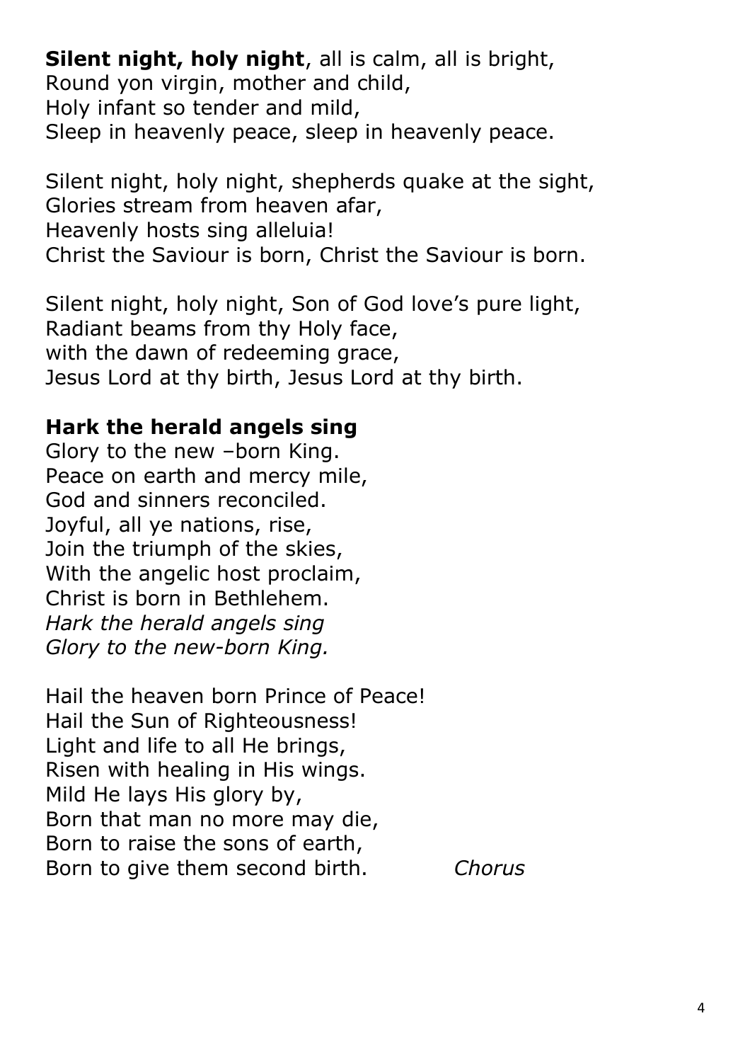**Silent night, holy night**, all is calm, all is bright,
Round yon virgin, mother and child,
Holy infant so tender and mild,
Sleep in heavenly peace, sleep in heavenly peace.

Silent night, holy night, shepherds quake at the sight,
Glories stream from heaven afar,
Heavenly hosts sing alleluia!
Christ the Saviour is born, Christ the Saviour is born.

Silent night, holy night, Son of God love's pure light,
Radiant beams from thy Holy face,
with the dawn of redeeming grace,
Jesus Lord at thy birth, Jesus Lord at thy birth.

**Hark the herald angels sing**
Glory to the new –born King.
Peace on earth and mercy mile,
God and sinners reconciled.
Joyful, all ye nations, rise,
Join the triumph of the skies,
With the angelic host proclaim,
Christ is born in Bethlehem.
*Hark the herald angels sing*
*Glory to the new-born King.*

Hail the heaven born Prince of Peace!
Hail the Sun of Righteousness!
Light and life to all He brings,
Risen with healing in His wings.
Mild He lays His glory by,
Born that man no more may die,
Born to raise the sons of earth,
Born to give them second birth. *Chorus*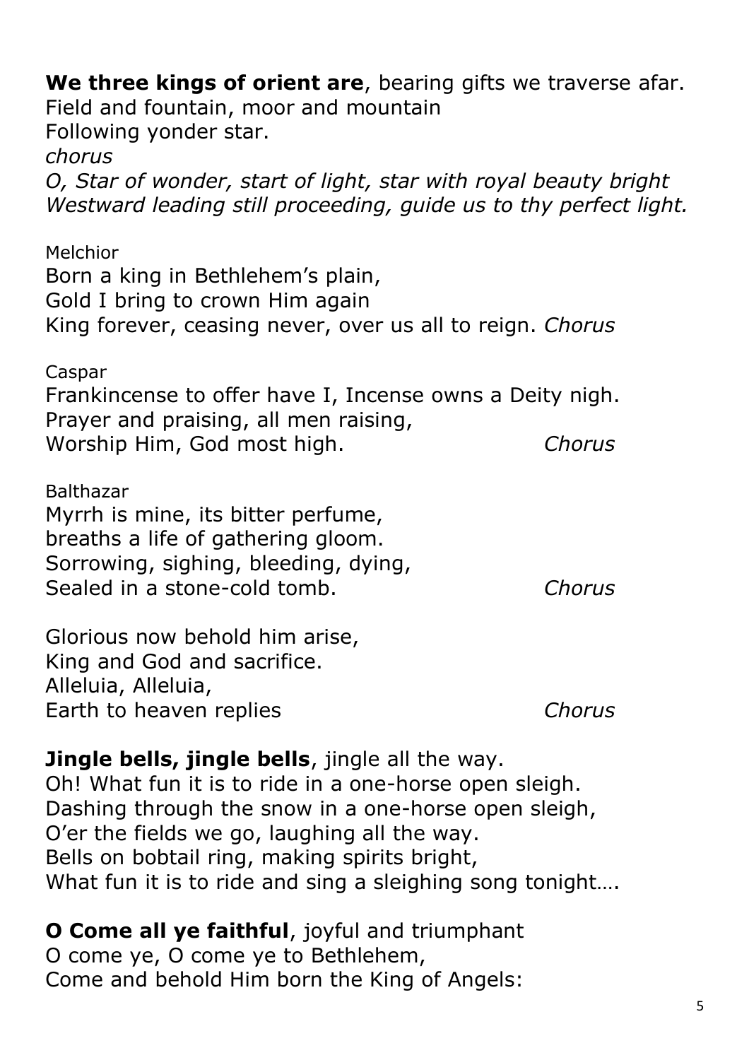**We three kings of orient are**, bearing gifts we traverse afar.
Field and fountain, moor and mountain
Following yonder star.
*chorus*
*O, Star of wonder, start of light, star with royal beauty bright*
*Westward leading still proceeding, guide us to thy perfect light.*

Melchior
Born a king in Bethlehem's plain,
Gold I bring to crown Him again
King forever, ceasing never, over us all to reign. *Chorus*

Caspar
Frankincense to offer have I, Incense owns a Deity nigh.
Prayer and praising, all men raising,
Worship Him, God most high. *Chorus*

Balthazar
Myrrh is mine, its bitter perfume,
breaths a life of gathering gloom.
Sorrowing, sighing, bleeding, dying,
Sealed in a stone-cold tomb. *Chorus*

Glorious now behold him arise,
King and God and sacrifice.
Alleluia, Alleluia,
Earth to heaven replies *Chorus*

**Jingle bells, jingle bells**, jingle all the way.
Oh! What fun it is to ride in a one-horse open sleigh.
Dashing through the snow in a one-horse open sleigh,
O'er the fields we go, laughing all the way.
Bells on bobtail ring, making spirits bright,
What fun it is to ride and sing a sleighing song tonight….

**O Come all ye faithful**, joyful and triumphant
O come ye, O come ye to Bethlehem,
Come and behold Him born the King of Angels: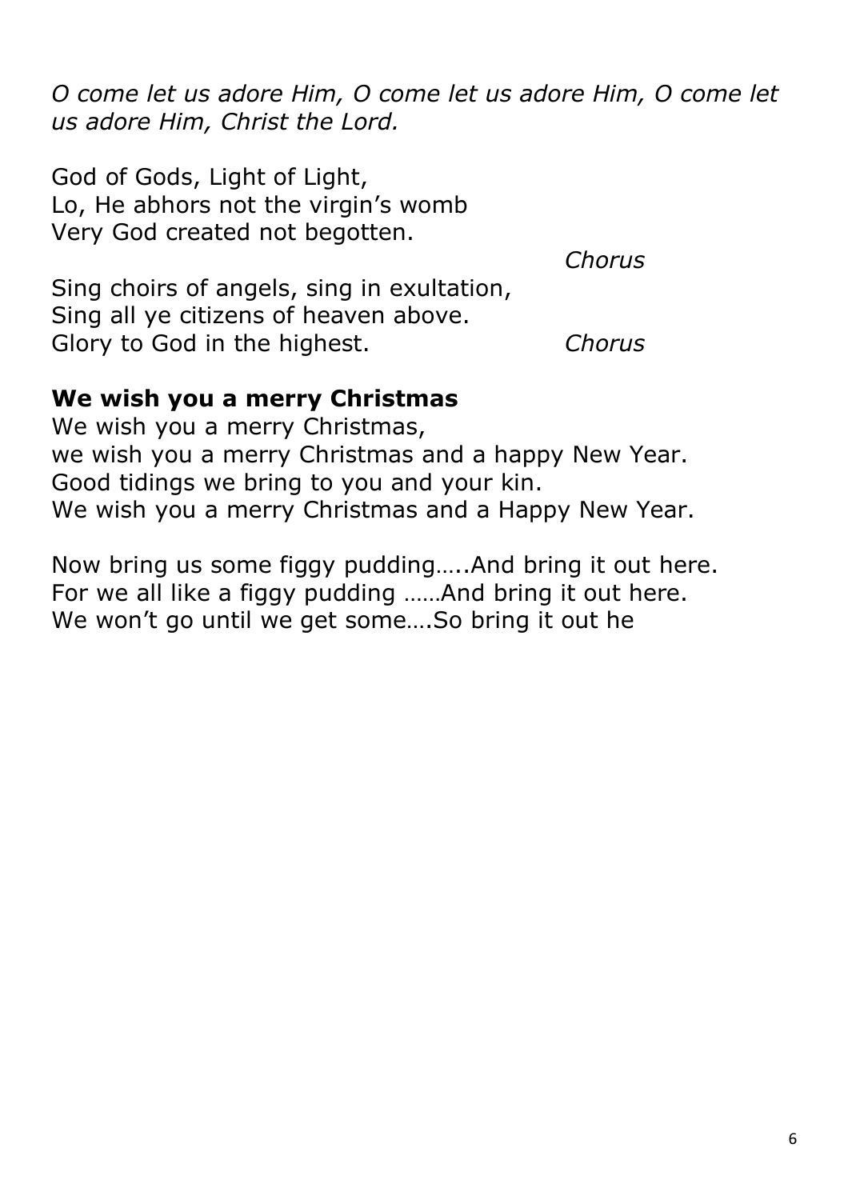*O come let us adore Him, O come let us adore Him, O come let us adore Him, Christ the Lord.*

God of Gods, Light of Light,
Lo, He abhors not the virgin's womb
Very God created not begotten.
*Chorus*

Sing choirs of angels, sing in exultation,
Sing all ye citizens of heaven above.
Glory to God in the highest. *Chorus*

**We wish you a merry Christmas**

We wish you a merry Christmas,
we wish you a merry Christmas and a happy New Year.
Good tidings we bring to you and your kin.
We wish you a merry Christmas and a Happy New Year.

Now bring us some figgy pudding…..And bring it out here.
For we all like a figgy pudding ……And bring it out here.
We won't go until we get some….So bring it out he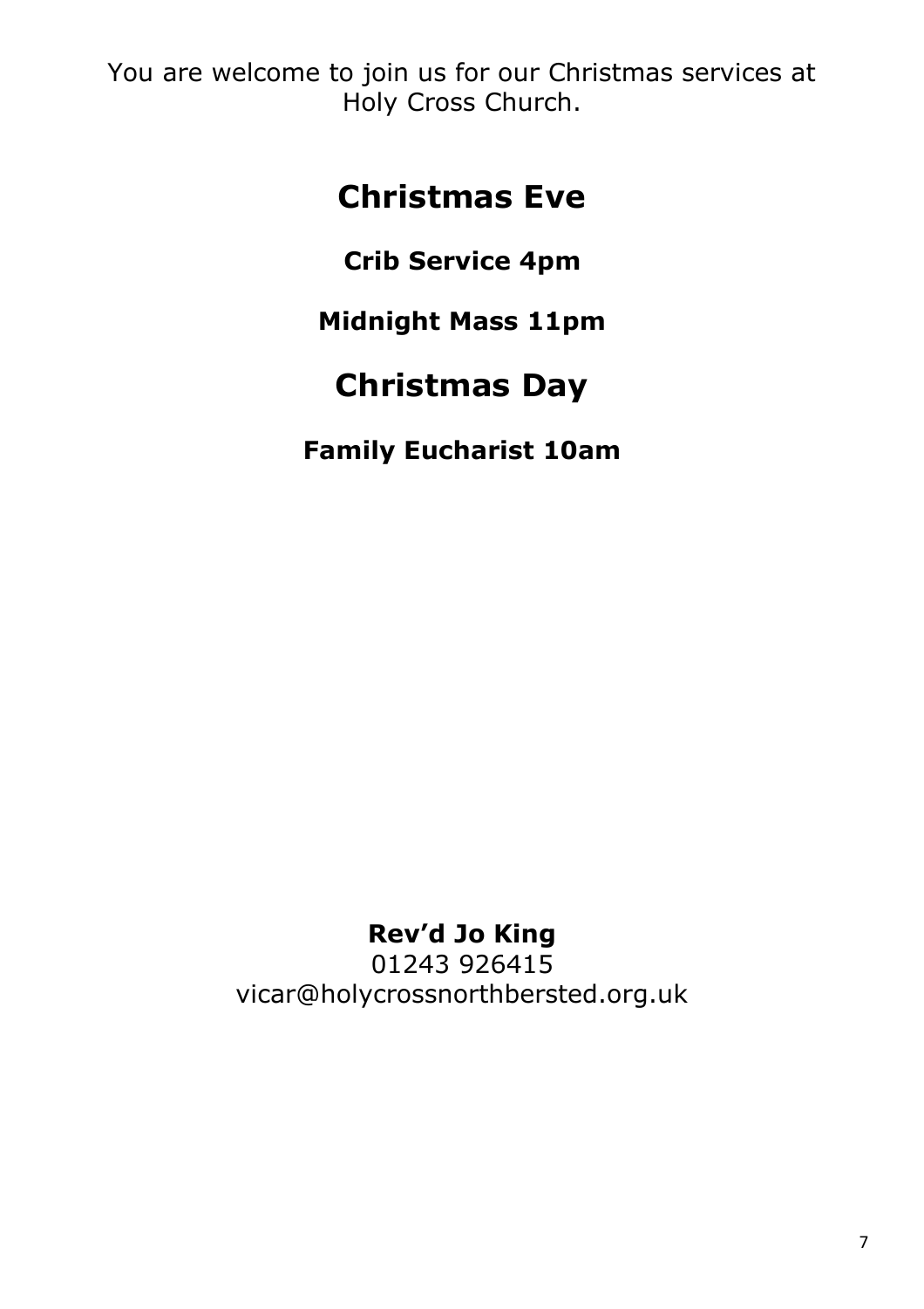You are welcome to join us for our Christmas services at Holy Cross Church.

# Christmas Eve

**Crib Service 4pm**

**Midnight Mass 11pm**

# Christmas Day

**Family Eucharist 10am**

**Rev'd Jo King**
01243 926415
vicar@holycrossnorthbersted.org.uk